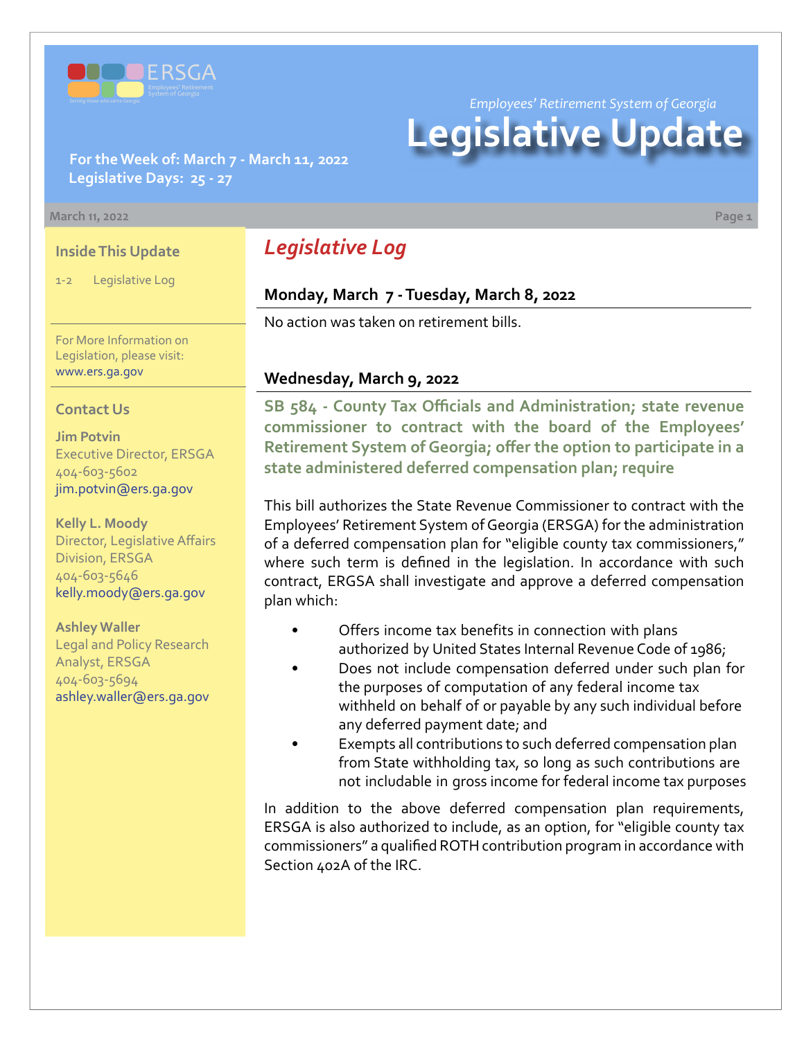Employees' Retirement System of Georgia

# Legislative Update

**For the Week of: March 7 - March 11, 2022**
**Legislative Days: 25 - 27**

March 11, 2022

### Inside This Update

1-2 Legislative Log

For More Information on Legislation, please visit: www.ers.ga.gov

### Contact Us

**Jim Potvin**
Executive Director, ERSGA
404-603-5602
jim.potvin@ers.ga.gov

**Kelly L. Moody**
Director, Legislative Affairs Division, ERSGA
404-603-5646
kelly.moody@ers.ga.gov

**Ashley Waller**
Legal and Policy Research Analyst, ERSGA
404-603-5694
ashley.waller@ers.ga.gov

## *Legislative Log*

### Monday, March 7 - Tuesday, March 8, 2022

No action was taken on retirement bills.

### Wednesday, March 9, 2022

**SB 584 - County Tax Officials and Administration; state revenue commissioner to contract with the board of the Employees' Retirement System of Georgia; offer the option to participate in a state administered deferred compensation plan; require**

This bill authorizes the State Revenue Commissioner to contract with the Employees' Retirement System of Georgia (ERSGA) for the administration of a deferred compensation plan for "eligible county tax commissioners," where such term is defined in the legislation. In accordance with such contract, ERGSA shall investigate and approve a deferred compensation plan which:

- Offers income tax benefits in connection with plans authorized by United States Internal Revenue Code of 1986;
- Does not include compensation deferred under such plan for the purposes of computation of any federal income tax withheld on behalf of or payable by any such individual before any deferred payment date; and
- Exempts all contributions to such deferred compensation plan from State withholding tax, so long as such contributions are not includable in gross income for federal income tax purposes

In addition to the above deferred compensation plan requirements, ERSGA is also authorized to include, as an option, for "eligible county tax commissioners" a qualified ROTH contribution program in accordance with Section 402A of the IRC.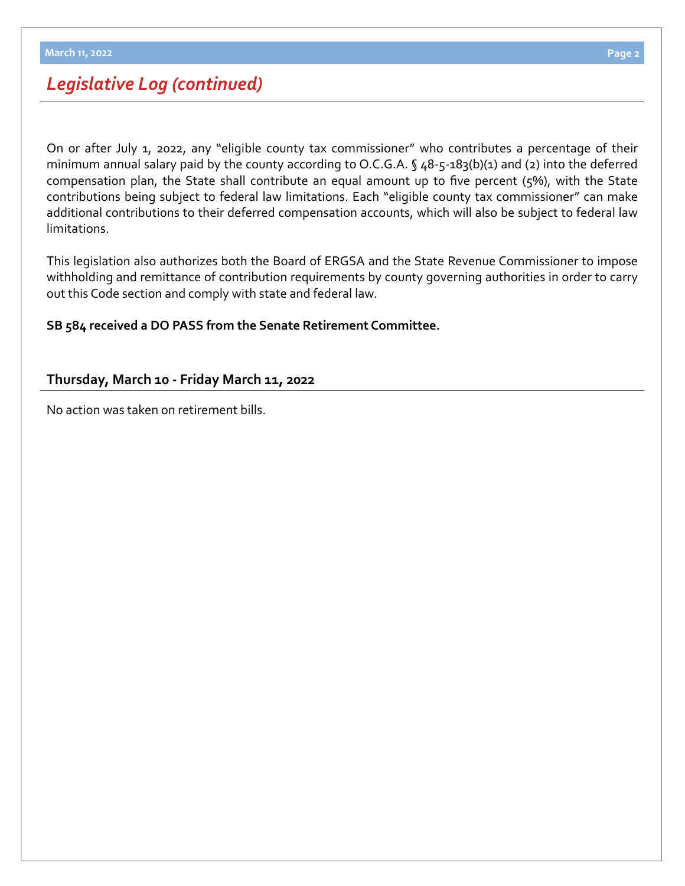## Legislative Log (continued)

On or after July 1, 2022, any "eligible county tax commissioner" who contributes a percentage of their minimum annual salary paid by the county according to O.C.G.A. § 48-5-183(b)(1) and (2) into the deferred compensation plan, the State shall contribute an equal amount up to five percent (5%), with the State contributions being subject to federal law limitations. Each "eligible county tax commissioner" can make additional contributions to their deferred compensation accounts, which will also be subject to federal law limitations.

This legislation also authorizes both the Board of ERGSA and the State Revenue Commissioner to impose withholding and remittance of contribution requirements by county governing authorities in order to carry out this Code section and comply with state and federal law.

**SB 584 received a DO PASS from the Senate Retirement Committee.**

### Thursday, March 10 - Friday March 11, 2022

No action was taken on retirement bills.